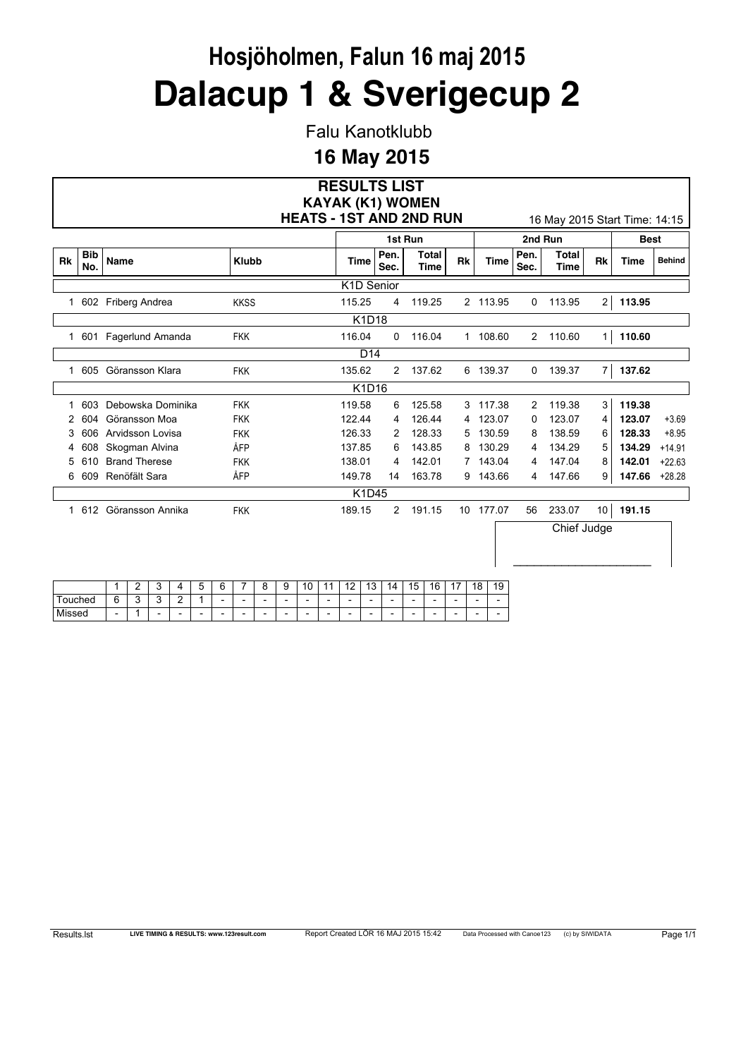# Hosjöholmen, Falun 16 maj 2015

# Dalacup 1 & Sverigecup 2

Falu Kanotklubb

**16 May 2015**

## RESULTS LIST
### KAYAK (K1) WOMEN
### HEATS - 1ST AND 2ND RUN

16 May 2015 Start Time: 14:15

| | | | | 1st Run | | | | 2nd Run | | | | Best | |
|---|---|---|---|---|---|---|---|---|---|---|---|---|---|
| Rk | Bib No. | Name | Klubb | Time | Pen. Sec. | Total Time | Rk | Time | Pen. Sec. | Total Time | Rk | Time | Behind |
| | | | | **K1D Senior** | | | | | | | | | |
| 1 | 602 | Friberg Andrea | KKSS | 115.25 | 4 | 119.25 | 2 | 113.95 | 0 | 113.95 | 2 | **113.95** | |
| | | | | **K1D18** | | | | | | | | | |
| 1 | 601 | Fagerlund Amanda | FKK | 116.04 | 0 | 116.04 | 1 | 108.60 | 2 | 110.60 | 1 | **110.60** | |
| | | | | **D14** | | | | | | | | | |
| 1 | 605 | Göransson Klara | FKK | 135.62 | 2 | 137.62 | 6 | 139.37 | 0 | 139.37 | 7 | **137.62** | |
| | | | | **K1D16** | | | | | | | | | |
| 1 | 603 | Debowska Dominika | FKK | 119.58 | 6 | 125.58 | 3 | 117.38 | 2 | 119.38 | 3 | **119.38** | |
| 2 | 604 | Göransson Moa | FKK | 122.44 | 4 | 126.44 | 4 | 123.07 | 0 | 123.07 | 4 | **123.07** | +3.69 |
| 3 | 606 | Arvidsson Lovisa | FKK | 126.33 | 2 | 128.33 | 5 | 130.59 | 8 | 138.59 | 6 | **128.33** | +8.95 |
| 4 | 608 | Skogman Alvina | ÅFP | 137.85 | 6 | 143.85 | 8 | 130.29 | 4 | 134.29 | 5 | **134.29** | +14.91 |
| 5 | 610 | Brand Therese | FKK | 138.01 | 4 | 142.01 | 7 | 143.04 | 4 | 147.04 | 8 | **142.01** | +22.63 |
| 6 | 609 | Renöfält Sara | ÅFP | 149.78 | 14 | 163.78 | 9 | 143.66 | 4 | 147.66 | 9 | **147.66** | +28.28 |
| | | | | **K1D45** | | | | | | | | | |
| 1 | 612 | Göransson Annika | FKK | 189.15 | 2 | 191.15 | 10 | 177.07 | 56 | 233.07 | 10 | **191.15** | |

Chief Judge

_______________________

| | 1 | 2 | 3 | 4 | 5 | 6 | 7 | 8 | 9 | 10 | 11 | 12 | 13 | 14 | 15 | 16 | 17 | 18 | 19 |
|---|---|---|---|---|---|---|---|---|---|---|---|---|---|---|---|---|---|---|---|
| Touched | 6 | 3 | 3 | 2 | 1 | - | - | - | - | - | - | - | - | - | - | - | - | - | - |
| Missed | - | 1 | - | - | - | - | - | - | - | - | - | - | - | - | - | - | - | - | - |

Results.lst LIVE TIMING & RESULTS: www.123result.com Report Created LÖR 16 MAJ 2015 15:42 Data Processed with Canoe123 (c) by SIWIDATA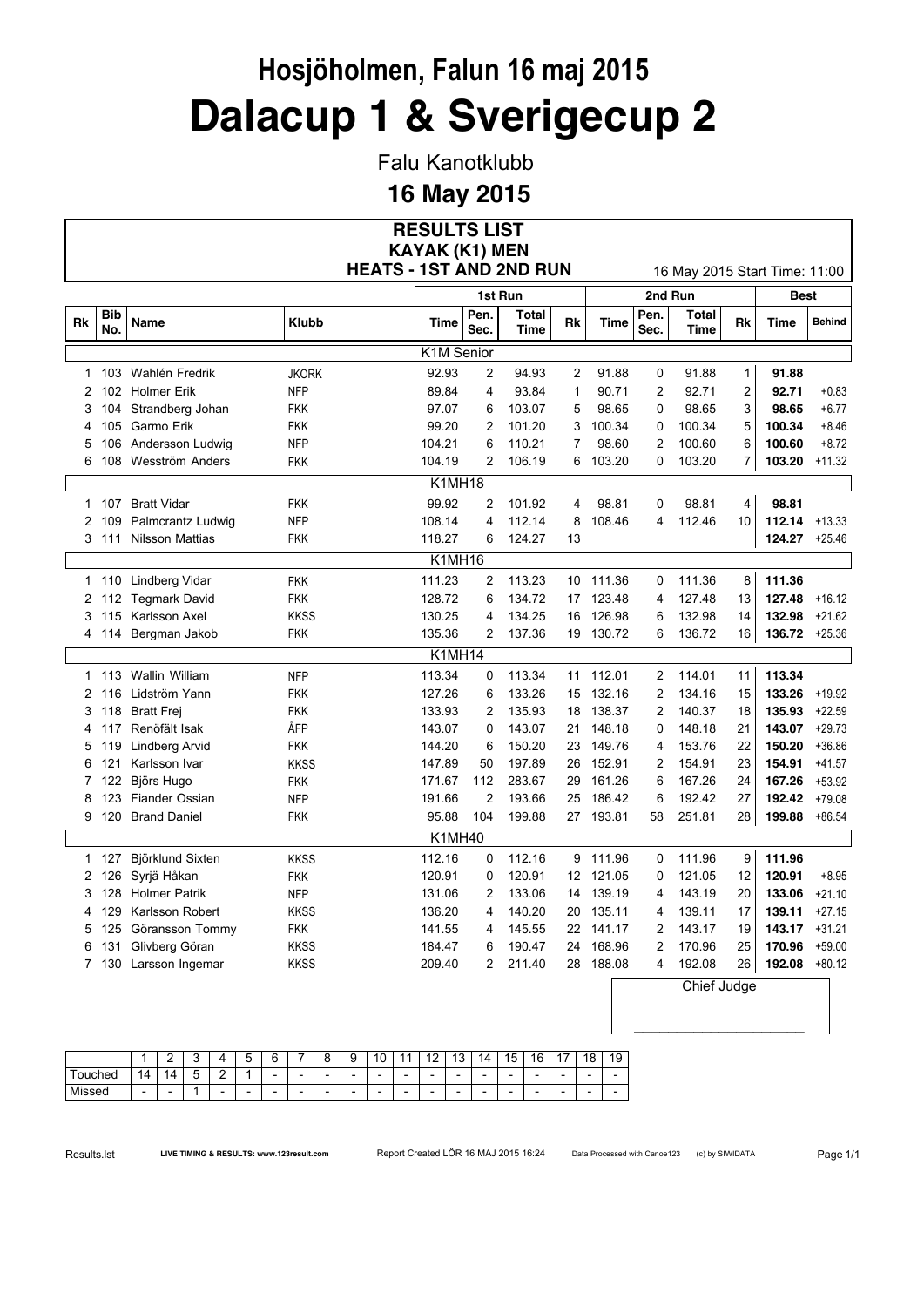# Hosjöholmen, Falun 16 maj 2015

# Dalacup 1 & Sverigecup 2

Falu Kanotklubb

**16 May 2015**

## RESULTS LIST
### KAYAK (K1) MEN
### HEATS - 1ST AND 2ND RUN

16 May 2015 Start Time: 11:00

| | | | | 1st Run | | | | 2nd Run | | | | Best | |
|---|---|---|---|---|---|---|---|---|---|---|---|---|---|
| Rk | Bib No. | Name | Klubb | Time | Pen. Sec. | Total Time | Rk | Time | Pen. Sec. | Total Time | Rk | Time | Behind |
| | | | | **K1M Senior** | | | | | | | | | |
| 1 | 103 | Wahlén Fredrik | JKORK | 92.93 | 2 | 94.93 | 2 | 91.88 | 0 | 91.88 | 1 | **91.88** | |
| 2 | 102 | Holmer Erik | NFP | 89.84 | 4 | 93.84 | 1 | 90.71 | 2 | 92.71 | 2 | **92.71** | +0.83 |
| 3 | 104 | Strandberg Johan | FKK | 97.07 | 6 | 103.07 | 5 | 98.65 | 0 | 98.65 | 3 | **98.65** | +6.77 |
| 4 | 105 | Garmo Erik | FKK | 99.20 | 2 | 101.20 | 3 | 100.34 | 0 | 100.34 | 5 | **100.34** | +8.46 |
| 5 | 106 | Andersson Ludwig | NFP | 104.21 | 6 | 110.21 | 7 | 98.60 | 2 | 100.60 | 6 | **100.60** | +8.72 |
| 6 | 108 | Wesström Anders | FKK | 104.19 | 2 | 106.19 | 6 | 103.20 | 0 | 103.20 | 7 | **103.20** | +11.32 |
| | | | | **K1MH18** | | | | | | | | | |
| 1 | 107 | Bratt Vidar | FKK | 99.92 | 2 | 101.92 | 4 | 98.81 | 0 | 98.81 | 4 | **98.81** | |
| 2 | 109 | Palmcrantz Ludwig | NFP | 108.14 | 4 | 112.14 | 8 | 108.46 | 4 | 112.46 | 10 | **112.14** | +13.33 |
| 3 | 111 | Nilsson Mattias | FKK | 118.27 | 6 | 124.27 | 13 | | | | | **124.27** | +25.46 |
| | | | | **K1MH16** | | | | | | | | | |
| 1 | 110 | Lindberg Vidar | FKK | 111.23 | 2 | 113.23 | 10 | 111.36 | 0 | 111.36 | 8 | **111.36** | |
| 2 | 112 | Tegmark David | FKK | 128.72 | 6 | 134.72 | 17 | 123.48 | 4 | 127.48 | 13 | **127.48** | +16.12 |
| 3 | 115 | Karlsson Axel | KKSS | 130.25 | 4 | 134.25 | 16 | 126.98 | 6 | 132.98 | 14 | **132.98** | +21.62 |
| 4 | 114 | Bergman Jakob | FKK | 135.36 | 2 | 137.36 | 19 | 130.72 | 6 | 136.72 | 16 | **136.72** | +25.36 |
| | | | | **K1MH14** | | | | | | | | | |
| 1 | 113 | Wallin William | NFP | 113.34 | 0 | 113.34 | 11 | 112.01 | 2 | 114.01 | 11 | **113.34** | |
| 2 | 116 | Lidström Yann | FKK | 127.26 | 6 | 133.26 | 15 | 132.16 | 2 | 134.16 | 15 | **133.26** | +19.92 |
| 3 | 118 | Bratt Frej | FKK | 133.93 | 2 | 135.93 | 18 | 138.37 | 2 | 140.37 | 18 | **135.93** | +22.59 |
| 4 | 117 | Renöfält Isak | ÅFP | 143.07 | 0 | 143.07 | 21 | 148.18 | 0 | 148.18 | 21 | **143.07** | +29.73 |
| 5 | 119 | Lindberg Arvid | FKK | 144.20 | 6 | 150.20 | 23 | 149.76 | 4 | 153.76 | 22 | **150.20** | +36.86 |
| 6 | 121 | Karlsson Ivar | KKSS | 147.89 | 50 | 197.89 | 26 | 152.91 | 2 | 154.91 | 23 | **154.91** | +41.57 |
| 7 | 122 | Björs Hugo | FKK | 171.67 | 112 | 283.67 | 29 | 161.26 | 6 | 167.26 | 24 | **167.26** | +53.92 |
| 8 | 123 | Fiander Ossian | NFP | 191.66 | 2 | 193.66 | 25 | 186.42 | 6 | 192.42 | 27 | **192.42** | +79.08 |
| 9 | 120 | Brand Daniel | FKK | 95.88 | 104 | 199.88 | 27 | 193.81 | 58 | 251.81 | 28 | **199.88** | +86.54 |
| | | | | **K1MH40** | | | | | | | | | |
| 1 | 127 | Björklund Sixten | KKSS | 112.16 | 0 | 112.16 | 9 | 111.96 | 0 | 111.96 | 9 | **111.96** | |
| 2 | 126 | Syrjä Håkan | FKK | 120.91 | 0 | 120.91 | 12 | 121.05 | 0 | 121.05 | 12 | **120.91** | +8.95 |
| 3 | 128 | Holmer Patrik | NFP | 131.06 | 2 | 133.06 | 14 | 139.19 | 4 | 143.19 | 20 | **133.06** | +21.10 |
| 4 | 129 | Karlsson Robert | KKSS | 136.20 | 4 | 140.20 | 20 | 135.11 | 4 | 139.11 | 17 | **139.11** | +27.15 |
| 5 | 125 | Göransson Tommy | FKK | 141.55 | 4 | 145.55 | 22 | 141.17 | 2 | 143.17 | 19 | **143.17** | +31.21 |
| 6 | 131 | Glivberg Göran | KKSS | 184.47 | 6 | 190.47 | 24 | 168.96 | 2 | 170.96 | 25 | **170.96** | +59.00 |
| 7 | 130 | Larsson Ingemar | KKSS | 209.40 | 2 | 211.40 | 28 | 188.08 | 4 | 192.08 | 26 | **192.08** | +80.12 |

Chief Judge

\_\_\_\_\_\_\_\_\_\_\_\_\_\_\_\_\_\_\_\_

| | 1 | 2 | 3 | 4 | 5 | 6 | 7 | 8 | 9 | 10 | 11 | 12 | 13 | 14 | 15 | 16 | 17 | 18 | 19 |
|---|---|---|---|---|---|---|---|---|---|---|---|---|---|---|---|---|---|---|---|
| Touched | 14 | 14 | 5 | 2 | 1 | - | - | - | - | - | - | - | - | - | - | - | - | - | - |
| Missed | - | - | 1 | - | - | - | - | - | - | - | - | - | - | - | - | - | - | - | - |

Results.lst LIVE TIMING & RESULTS: www.123result.com Report Created LÖR 16 MAJ 2015 16:24 Data Processed with Canoe123 (c) by SIWIDATA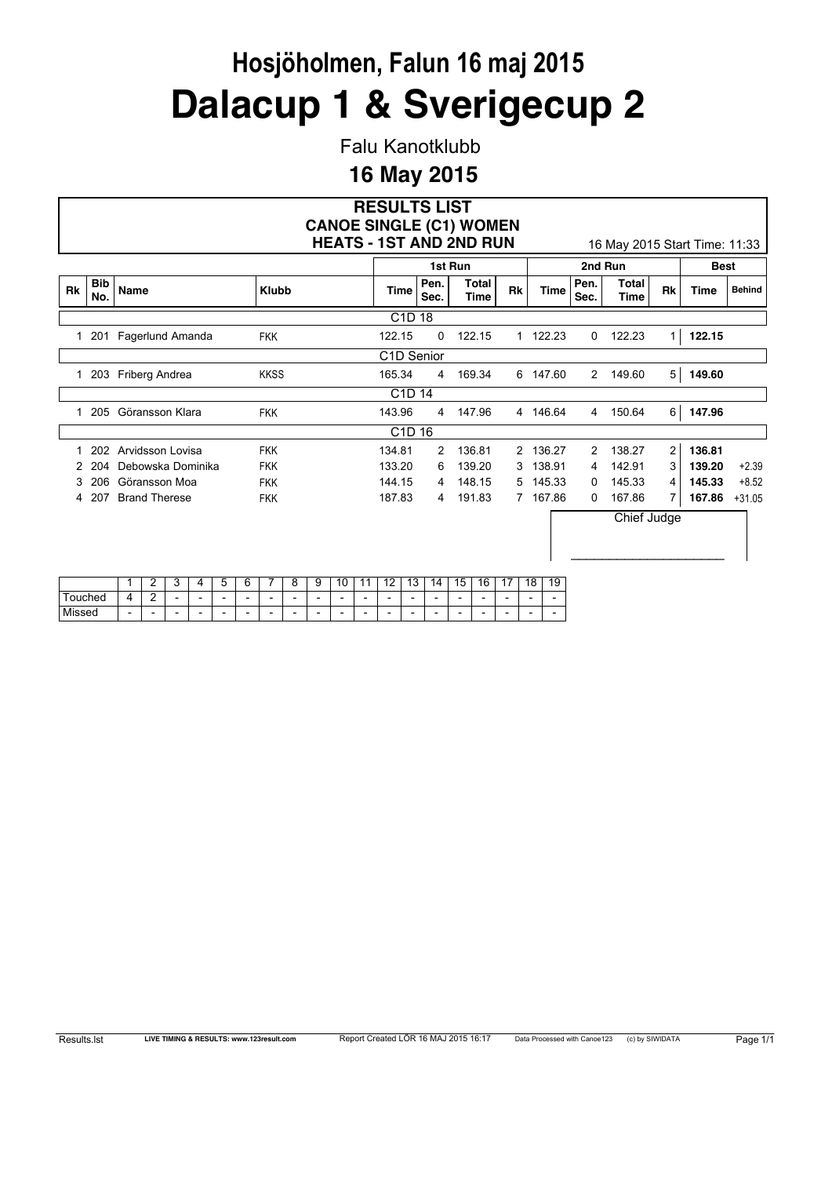# Hosjöholmen, Falun 16 maj 2015

# Dalacup 1 & Sverigecup 2

Falu Kanotklubb

**16 May 2015**

## RESULTS LIST
## CANOE SINGLE (C1) WOMEN
## HEATS - 1ST AND 2ND RUN

16 May 2015 Start Time: 11:33

| Rk | Bib No. | Name | Klubb | 1st Run Time | 1st Run Pen. Sec. | 1st Run Total Time | 1st Run Rk | 2nd Run Time | 2nd Run Pen. Sec. | 2nd Run Total Time | 2nd Run Rk | Best Time | Behind |
|---|---|---|---|---|---|---|---|---|---|---|---|---|---|
| | | | | C1D 18 | | | | | | | | | |
| 1 | 201 | Fagerlund Amanda | FKK | 122.15 | 0 | 122.15 | 1 | 122.23 | 0 | 122.23 | 1 | **122.15** | |
| | | | | C1D Senior | | | | | | | | | |
| 1 | 203 | Friberg Andrea | KKSS | 165.34 | 4 | 169.34 | 6 | 147.60 | 2 | 149.60 | 5 | **149.60** | |
| | | | | C1D 14 | | | | | | | | | |
| 1 | 205 | Göransson Klara | FKK | 143.96 | 4 | 147.96 | 4 | 146.64 | 4 | 150.64 | 6 | **147.96** | |
| | | | | C1D 16 | | | | | | | | | |
| 1 | 202 | Arvidsson Lovisa | FKK | 134.81 | 2 | 136.81 | 2 | 136.27 | 2 | 138.27 | 2 | **136.81** | |
| 2 | 204 | Debowska Dominika | FKK | 133.20 | 6 | 139.20 | 3 | 138.91 | 4 | 142.91 | 3 | **139.20** | +2.39 |
| 3 | 206 | Göransson Moa | FKK | 144.15 | 4 | 148.15 | 5 | 145.33 | 0 | 145.33 | 4 | **145.33** | +8.52 |
| 4 | 207 | Brand Therese | FKK | 187.83 | 4 | 191.83 | 7 | 167.86 | 0 | 167.86 | 7 | **167.86** | +31.05 |

Chief Judge

______________________

| | 1 | 2 | 3 | 4 | 5 | 6 | 7 | 8 | 9 | 10 | 11 | 12 | 13 | 14 | 15 | 16 | 17 | 18 | 19 |
|---|---|---|---|---|---|---|---|---|---|---|---|---|---|---|---|---|---|---|---|
| Touched | 4 | 2 | - | - | - | - | - | - | - | - | - | - | - | - | - | - | - | - | - |
| Missed | - | - | - | - | - | - | - | - | - | - | - | - | - | - | - | - | - | - | - |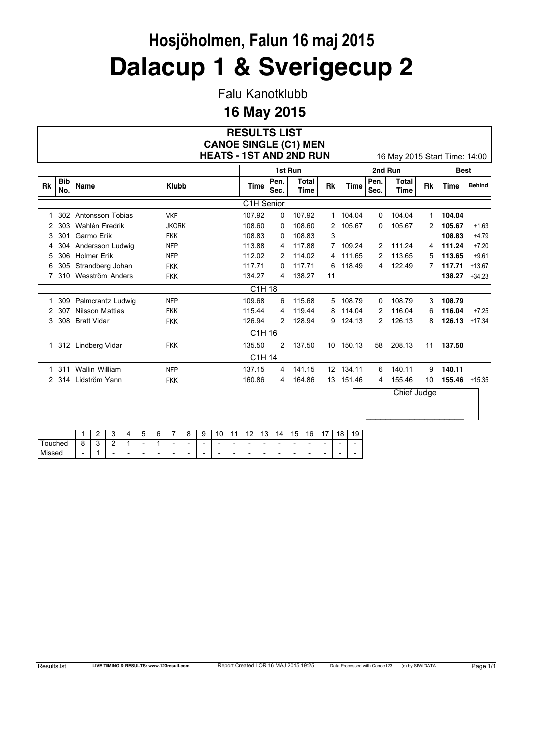# Hosjöholmen, Falun 16 maj 2015

# Dalacup 1 & Sverigecup 2

Falu Kanotklubb

## 16 May 2015

### RESULTS LIST
### CANOE SINGLE (C1) MEN
### HEATS - 1ST AND 2ND RUN

16 May 2015 Start Time: 14:00

| | | | | 1st Run | | | | 2nd Run | | | | Best | |
|---|---|---|---|---|---|---|---|---|---|---|---|---|---|
| Rk | Bib No. | Name | Klubb | Time | Pen. Sec. | Total Time | Rk | Time | Pen. Sec. | Total Time | Rk | Time | Behind |
| | | | | **C1H Senior** | | | | | | | | | |
| 1 | 302 | Antonsson Tobias | VKF | 107.92 | 0 | 107.92 | 1 | 104.04 | 0 | 104.04 | 1 | **104.04** | |
| 2 | 303 | Wahlén Fredrik | JKORK | 108.60 | 0 | 108.60 | 2 | 105.67 | 0 | 105.67 | 2 | **105.67** | +1.63 |
| 3 | 301 | Garmo Erik | FKK | 108.83 | 0 | 108.83 | 3 | | | | | **108.83** | +4.79 |
| 4 | 304 | Andersson Ludwig | NFP | 113.88 | 4 | 117.88 | 7 | 109.24 | 2 | 111.24 | 4 | **111.24** | +7.20 |
| 5 | 306 | Holmer Erik | NFP | 112.02 | 2 | 114.02 | 4 | 111.65 | 2 | 113.65 | 5 | **113.65** | +9.61 |
| 6 | 305 | Strandberg Johan | FKK | 117.71 | 0 | 117.71 | 6 | 118.49 | 4 | 122.49 | 7 | **117.71** | +13.67 |
| 7 | 310 | Wesström Anders | FKK | 134.27 | 4 | 138.27 | 11 | | | | | **138.27** | +34.23 |
| | | | | **C1H 18** | | | | | | | | | |
| 1 | 309 | Palmcrantz Ludwig | NFP | 109.68 | 6 | 115.68 | 5 | 108.79 | 0 | 108.79 | 3 | **108.79** | |
| 2 | 307 | Nilsson Mattias | FKK | 115.44 | 4 | 119.44 | 8 | 114.04 | 2 | 116.04 | 6 | **116.04** | +7.25 |
| 3 | 308 | Bratt Vidar | FKK | 126.94 | 2 | 128.94 | 9 | 124.13 | 2 | 126.13 | 8 | **126.13** | +17.34 |
| | | | | **C1H 16** | | | | | | | | | |
| 1 | 312 | Lindberg Vidar | FKK | 135.50 | 2 | 137.50 | 10 | 150.13 | 58 | 208.13 | 11 | **137.50** | |
| | | | | **C1H 14** | | | | | | | | | |
| 1 | 311 | Wallin William | NFP | 137.15 | 4 | 141.15 | 12 | 134.11 | 6 | 140.11 | 9 | **140.11** | |
| 2 | 314 | Lidström Yann | FKK | 160.86 | 4 | 164.86 | 13 | 151.46 | 4 | 155.46 | 10 | **155.46** | +15.35 |

Chief Judge

______________________

| | 1 | 2 | 3 | 4 | 5 | 6 | 7 | 8 | 9 | 10 | 11 | 12 | 13 | 14 | 15 | 16 | 17 | 18 | 19 |
|---|---|---|---|---|---|---|---|---|---|---|---|---|---|---|---|---|---|---|---|
| Touched | 8 | 3 | 2 | 1 | - | 1 | - | - | - | - | - | - | - | - | - | - | - | - | - |
| Missed | - | 1 | - | - | - | - | - | - | - | - | - | - | - | - | - | - | - | - | - |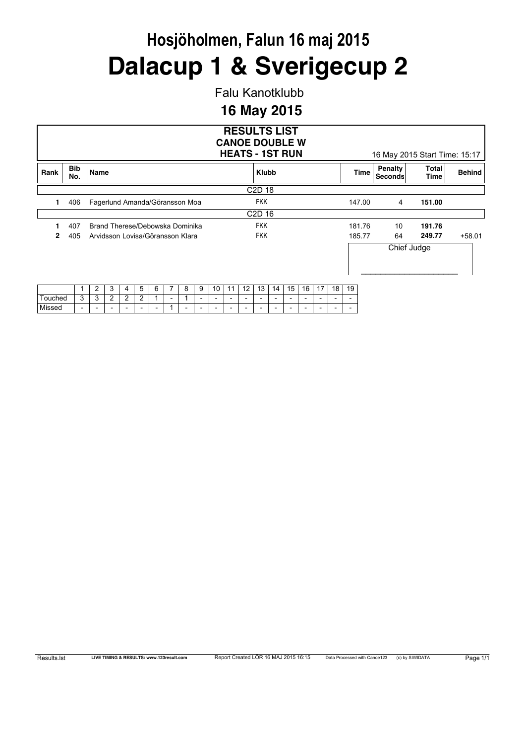# Hosjöholmen, Falun 16 maj 2015

# Dalacup 1 & Sverigecup 2

Falu Kanotklubb

## 16 May 2015

### RESULTS LIST
### CANOE DOUBLE W
### HEATS - 1ST RUN

16 May 2015 Start Time: 15:17

| Rank | Bib No. | Name | Klubb | Time | Penalty Seconds | Total Time | Behind |
|---|---|---|---|---|---|---|---|
| | | | C2D 18 | | | | |
| 1 | 406 | Fagerlund Amanda/Göransson Moa | FKK | 147.00 | 4 | **151.00** | |
| | | | C2D 16 | | | | |
| 1 | 407 | Brand Therese/Debowska Dominika | FKK | 181.76 | 10 | **191.76** | |
| 2 | 405 | Arvidsson Lovisa/Göransson Klara | FKK | 185.77 | 64 | **249.77** | +58.01 |

Chief Judge

______________________

| | 1 | 2 | 3 | 4 | 5 | 6 | 7 | 8 | 9 | 10 | 11 | 12 | 13 | 14 | 15 | 16 | 17 | 18 | 19 |
|---|---|---|---|---|---|---|---|---|---|---|---|---|---|---|---|---|---|---|---|
| Touched | 3 | 3 | 2 | 2 | 2 | 1 | - | 1 | - | - | - | - | - | - | - | - | - | - | - |
| Missed | - | - | - | - | - | - | 1 | - | - | - | - | - | - | - | - | - | - | - | - |

Results.lst LIVE TIMING & RESULTS: www.123result.com Report Created LÖR 16 MAJ 2015 16:15 Data Processed with Canoe123 (c) by SIWIDATA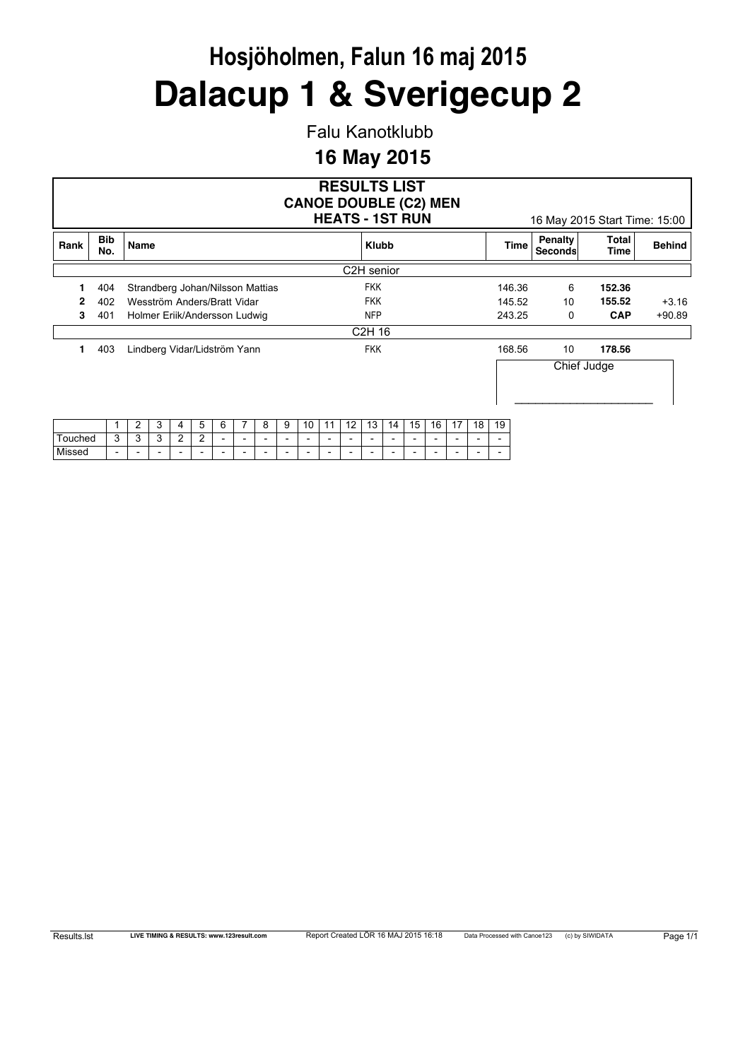# Hosjöholmen, Falun 16 maj 2015

# Dalacup 1 & Sverigecup 2

Falu Kanotklubb

## 16 May 2015

### RESULTS LIST
### CANOE DOUBLE (C2) MEN
### HEATS - 1ST RUN

16 May 2015 Start Time: 15:00

| Rank | Bib No. | Name | Klubb | Time | Penalty Seconds | Total Time | Behind |
|---|---|---|---|---|---|---|---|
| | | | C2H senior | | | | |
| 1 | 404 | Strandberg Johan/Nilsson Mattias | FKK | 146.36 | 6 | **152.36** | |
| 2 | 402 | Wesström Anders/Bratt Vidar | FKK | 145.52 | 10 | **155.52** | +3.16 |
| 3 | 401 | Holmer Eriik/Andersson Ludwig | NFP | 243.25 | 0 | **CAP** | +90.89 |
| | | | C2H 16 | | | | |
| 1 | 403 | Lindberg Vidar/Lidström Yann | FKK | 168.56 | 10 | **178.56** | |

Chief Judge

\_\_\_\_\_\_\_\_\_\_\_\_\_\_\_\_\_\_\_\_\_\_

| | 1 | 2 | 3 | 4 | 5 | 6 | 7 | 8 | 9 | 10 | 11 | 12 | 13 | 14 | 15 | 16 | 17 | 18 | 19 |
|---|---|---|---|---|---|---|---|---|---|---|---|---|---|---|---|---|---|---|---|
| Touched | 3 | 3 | 3 | 2 | 2 | - | - | - | - | - | - | - | - | - | - | - | - | - | - |
| Missed | - | - | - | - | - | - | - | - | - | - | - | - | - | - | - | - | - | - | - |

Results.lst LIVE TIMING & RESULTS: www.123result.com Report Created LÖR 16 MAJ 2015 16:18 Data Processed with Canoe123 (c) by SIWIDATA